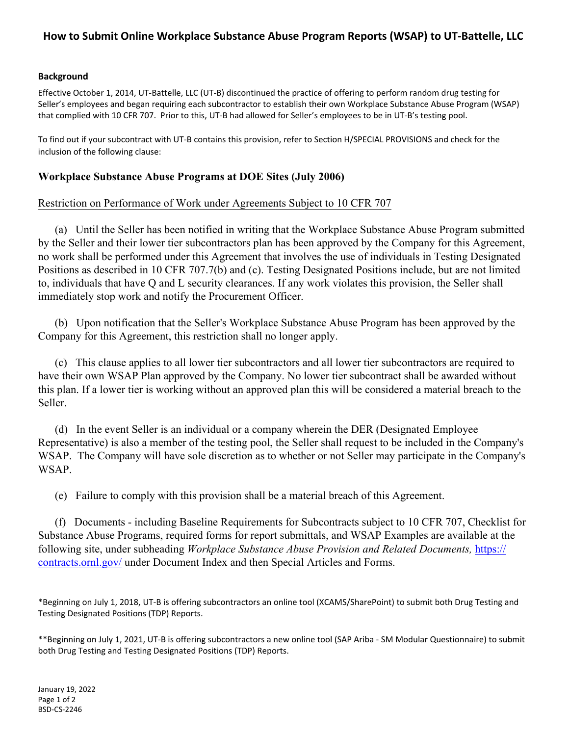# How to Submit Online Workplace Substance Abuse Program Reports (WSAP) to UT-Battelle, LLC

**Background**

Effective October 1, 2014, UT-Battelle, LLC (UT-B) discontinued the practice of offering to perform random drug testing for Seller's employees and began requiring each subcontractor to establish their own Workplace Substance Abuse Program (WSAP) that complied with 10 CFR 707. Prior to this, UT-B had allowed for Seller's employees to be in UT-B's testing pool.

To find out if your subcontract with UT-B contains this provision, refer to Section H/SPECIAL PROVISIONS and check for the inclusion of the following clause:

## Workplace Substance Abuse Programs at DOE Sites (July 2006)

Restriction on Performance of Work under Agreements Subject to 10 CFR 707

(a) Until the Seller has been notified in writing that the Workplace Substance Abuse Program submitted by the Seller and their lower tier subcontractors plan has been approved by the Company for this Agreement, no work shall be performed under this Agreement that involves the use of individuals in Testing Designated Positions as described in 10 CFR 707.7(b) and (c). Testing Designated Positions include, but are not limited to, individuals that have Q and L security clearances. If any work violates this provision, the Seller shall immediately stop work and notify the Procurement Officer.

(b) Upon notification that the Seller's Workplace Substance Abuse Program has been approved by the Company for this Agreement, this restriction shall no longer apply.

(c) This clause applies to all lower tier subcontractors and all lower tier subcontractors are required to have their own WSAP Plan approved by the Company. No lower tier subcontract shall be awarded without this plan. If a lower tier is working without an approved plan this will be considered a material breach to the Seller.

(d) In the event Seller is an individual or a company wherein the DER (Designated Employee Representative) is also a member of the testing pool, the Seller shall request to be included in the Company's WSAP. The Company will have sole discretion as to whether or not Seller may participate in the Company's WSAP.

(e) Failure to comply with this provision shall be a material breach of this Agreement.

(f) Documents - including Baseline Requirements for Subcontracts subject to 10 CFR 707, Checklist for Substance Abuse Programs, required forms for report submittals, and WSAP Examples are available at the following site, under subheading *Workplace Substance Abuse Provision and Related Documents,* https://contracts.ornl.gov/ under Document Index and then Special Articles and Forms.

*Beginning on July 1, 2018, UT-B is offering subcontractors an online tool (XCAMS/SharePoint) to submit both Drug Testing and Testing Designated Positions (TDP) Reports.

**Beginning on July 1, 2021, UT-B is offering subcontractors a new online tool (SAP Ariba - SM Modular Questionnaire) to submit both Drug Testing and Testing Designated Positions (TDP) Reports.

January 19, 2022
BSD-CS-2246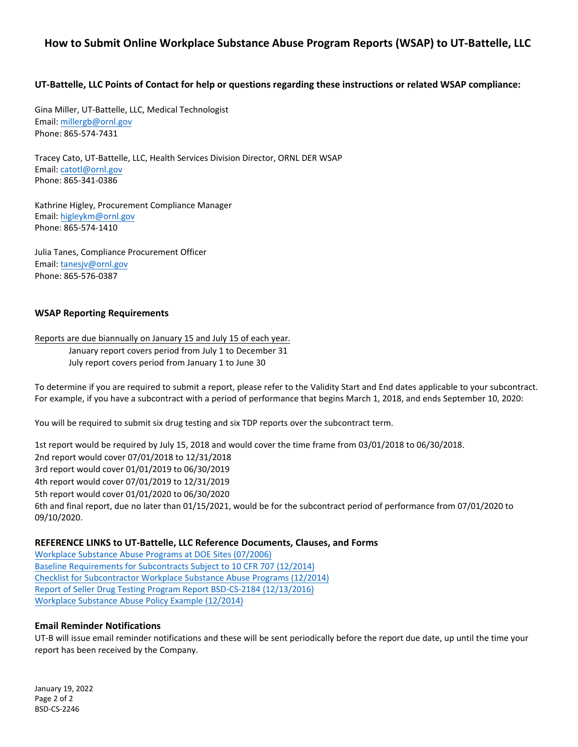# How to Submit Online Workplace Substance Abuse Program Reports (WSAP) to UT-Battelle, LLC

### UT-Battelle, LLC Points of Contact for help or questions regarding these instructions or related WSAP compliance:

Gina Miller, UT-Battelle, LLC, Medical Technologist
Email: millergb@ornl.gov
Phone: 865-574-7431

Tracey Cato, UT-Battelle, LLC, Health Services Division Director, ORNL DER WSAP
Email: catotl@ornl.gov
Phone: 865-341-0386

Kathrine Higley, Procurement Compliance Manager
Email: higleykm@ornl.gov
Phone: 865-574-1410

Julia Tanes, Compliance Procurement Officer
Email: tanesjv@ornl.gov
Phone: 865-576-0387

### WSAP Reporting Requirements

Reports are due biannually on January 15 and July 15 of each year.

January report covers period from July 1 to December 31
July report covers period from January 1 to June 30

To determine if you are required to submit a report, please refer to the Validity Start and End dates applicable to your subcontract. For example, if you have a subcontract with a period of performance that begins March 1, 2018, and ends September 10, 2020:

You will be required to submit six drug testing and six TDP reports over the subcontract term.

1st report would be required by July 15, 2018 and would cover the time frame from 03/01/2018 to 06/30/2018.
2nd report would cover 07/01/2018 to 12/31/2018
3rd report would cover 01/01/2019 to 06/30/2019
4th report would cover 07/01/2019 to 12/31/2019
5th report would cover 01/01/2020 to 06/30/2020
6th and final report, due no later than 01/15/2021, would be for the subcontract period of performance from 07/01/2020 to 09/10/2020.

### REFERENCE LINKS to UT-Battelle, LLC Reference Documents, Clauses, and Forms

Workplace Substance Abuse Programs at DOE Sites (07/2006)
Baseline Requirements for Subcontracts Subject to 10 CFR 707 (12/2014)
Checklist for Subcontractor Workplace Substance Abuse Programs (12/2014)
Report of Seller Drug Testing Program Report BSD-CS-2184 (12/13/2016)
Workplace Substance Abuse Policy Example (12/2014)

### Email Reminder Notifications

UT-B will issue email reminder notifications and these will be sent periodically before the report due date, up until the time your report has been received by the Company.

January 19, 2022
BSD-CS-2246